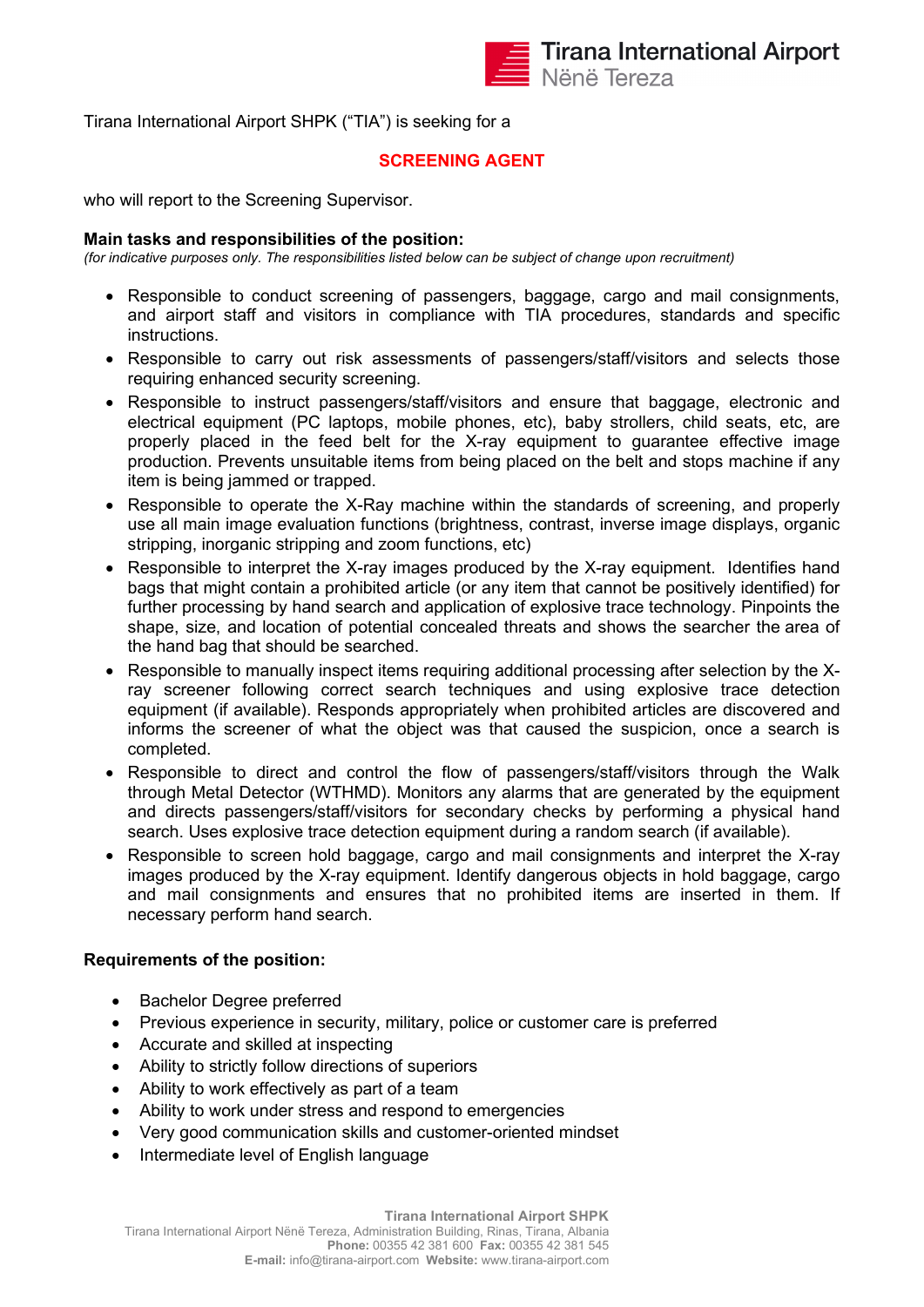Tirana International Airport SHPK ("TIA") is seeking for a

## SCREENING AGENT

who will report to the Screening Supervisor.

**Main tasks and responsibilities of the position:**

*(for indicative purposes only. The responsibilities listed below can be subject of change upon recruitment)*

- Responsible to conduct screening of passengers, baggage, cargo and mail consignments, and airport staff and visitors in compliance with TIA procedures, standards and specific instructions.
- Responsible to carry out risk assessments of passengers/staff/visitors and selects those requiring enhanced security screening.
- Responsible to instruct passengers/staff/visitors and ensure that baggage, electronic and electrical equipment (PC laptops, mobile phones, etc), baby strollers, child seats, etc, are properly placed in the feed belt for the X-ray equipment to guarantee effective image production. Prevents unsuitable items from being placed on the belt and stops machine if any item is being jammed or trapped.
- Responsible to operate the X-Ray machine within the standards of screening, and properly use all main image evaluation functions (brightness, contrast, inverse image displays, organic stripping, inorganic stripping and zoom functions, etc)
- Responsible to interpret the X-ray images produced by the X-ray equipment. Identifies hand bags that might contain a prohibited article (or any item that cannot be positively identified) for further processing by hand search and application of explosive trace technology. Pinpoints the shape, size, and location of potential concealed threats and shows the searcher the area of the hand bag that should be searched.
- Responsible to manually inspect items requiring additional processing after selection by the X-ray screener following correct search techniques and using explosive trace detection equipment (if available). Responds appropriately when prohibited articles are discovered and informs the screener of what the object was that caused the suspicion, once a search is completed.
- Responsible to direct and control the flow of passengers/staff/visitors through the Walk through Metal Detector (WTHMD). Monitors any alarms that are generated by the equipment and directs passengers/staff/visitors for secondary checks by performing a physical hand search. Uses explosive trace detection equipment during a random search (if available).
- Responsible to screen hold baggage, cargo and mail consignments and interpret the X-ray images produced by the X-ray equipment. Identify dangerous objects in hold baggage, cargo and mail consignments and ensures that no prohibited items are inserted in them. If necessary perform hand search.

**Requirements of the position:**

- Bachelor Degree preferred
- Previous experience in security, military, police or customer care is preferred
- Accurate and skilled at inspecting
- Ability to strictly follow directions of superiors
- Ability to work effectively as part of a team
- Ability to work under stress and respond to emergencies
- Very good communication skills and customer-oriented mindset
- Intermediate level of English language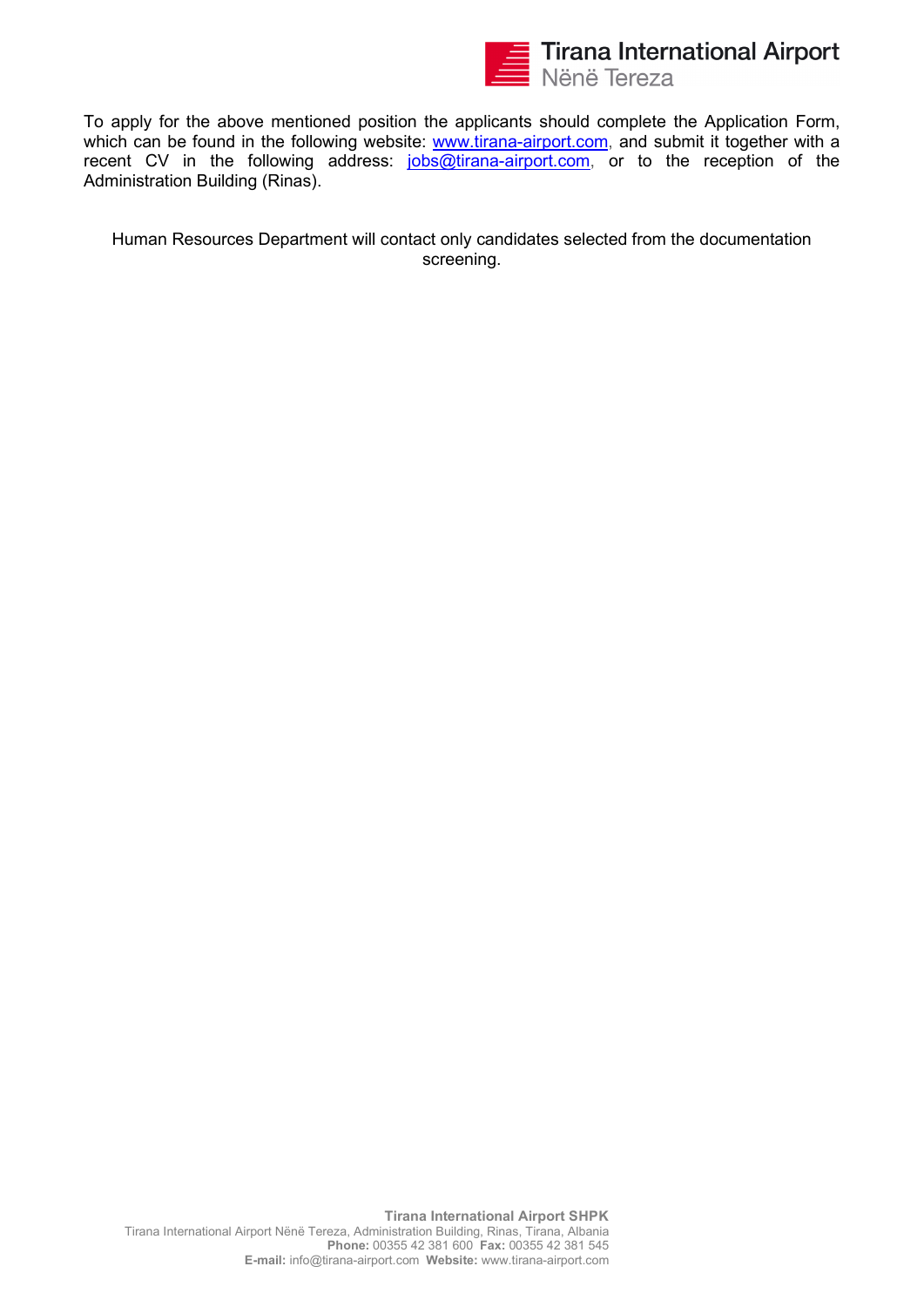To apply for the above mentioned position the applicants should complete the Application Form, which can be found in the following website: [www.tirana-airport.com](http://www.tirana-airport.com), and submit it together with a recent CV in the following address: [jobs@tirana-airport.com](mailto:jobs@tirana-airport.com), or to the reception of the Administration Building (Rinas).

Human Resources Department will contact only candidates selected from the documentation screening.